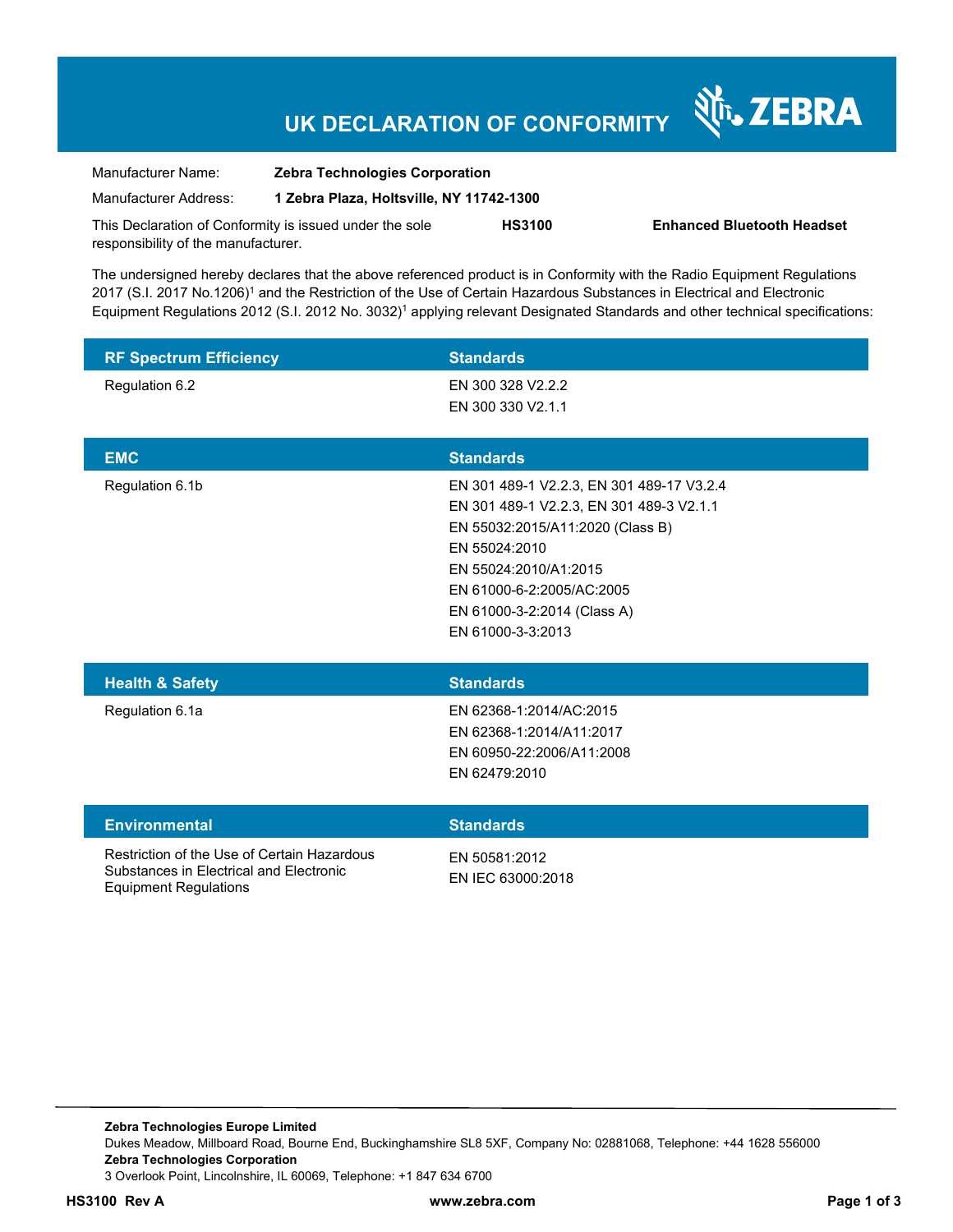# UK DECLARATION OF CONFORMITY

ZEBRA

| | |
|---|---|
| Manufacturer Name: | **Zebra Technologies Corporation** |
| Manufacturer Address: | **1 Zebra Plaza, Holtsville, NY 11742-1300** |

This Declaration of Conformity is issued under the sole responsibility of the manufacturer. **HS3100** **Enhanced Bluetooth Headset**

The undersigned hereby declares that the above referenced product is in Conformity with the Radio Equipment Regulations 2017 (S.I. 2017 No.1206)[1] and the Restriction of the Use of Certain Hazardous Substances in Electrical and Electronic Equipment Regulations 2012 (S.I. 2012 No. 3032)[1] applying relevant Designated Standards and other technical specifications:

| RF Spectrum Efficiency | Standards |
|---|---|
| Regulation 6.2 | EN 300 328 V2.2.2<br>EN 300 330 V2.1.1 |

| EMC | Standards |
|---|---|
| Regulation 6.1b | EN 301 489-1 V2.2.3, EN 301 489-17 V3.2.4<br>EN 301 489-1 V2.2.3, EN 301 489-3 V2.1.1<br>EN 55032:2015/A11:2020 (Class B)<br>EN 55024:2010<br>EN 55024:2010/A1:2015<br>EN 61000-6-2:2005/AC:2005<br>EN 61000-3-2:2014 (Class A)<br>EN 61000-3-3:2013 |

| Health & Safety | Standards |
|---|---|
| Regulation 6.1a | EN 62368-1:2014/AC:2015<br>EN 62368-1:2014/A11:2017<br>EN 60950-22:2006/A11:2008<br>EN 62479:2010 |

| Environmental | Standards |
|---|---|
| Restriction of the Use of Certain Hazardous Substances in Electrical and Electronic Equipment Regulations | EN 50581:2012<br>EN IEC 63000:2018 |

**Zebra Technologies Europe Limited**
Dukes Meadow, Millboard Road, Bourne End, Buckinghamshire SL8 5XF, Company No: 02881068, Telephone: +44 1628 556000
**Zebra Technologies Corporation**
3 Overlook Point, Lincolnshire, IL 60069, Telephone: +1 847 634 6700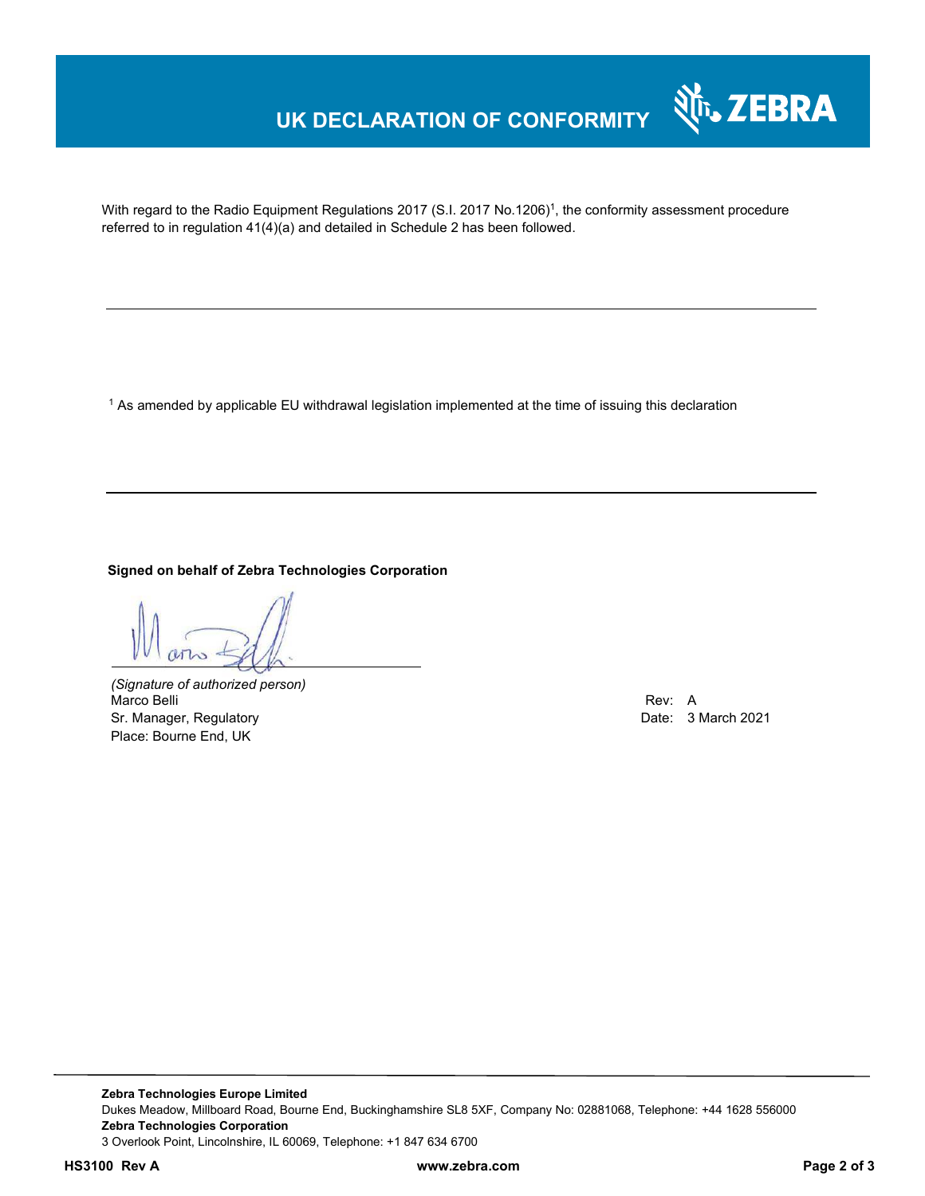# UK DECLARATION OF CONFORMITY

With regard to the Radio Equipment Regulations 2017 (S.I. 2017 No.1206)[1], the conformity assessment procedure referred to in regulation 41(4)(a) and detailed in Schedule 2 has been followed.

---

[1] As amended by applicable EU withdrawal legislation implemented at the time of issuing this declaration

---

**Signed on behalf of Zebra Technologies Corporation**

*(Signature of authorized person)*
Marco Belli
Sr. Manager, Regulatory
Place: Bourne End, UK

Rev: A
Date: 3 March 2021

---

**Zebra Technologies Europe Limited**
Dukes Meadow, Millboard Road, Bourne End, Buckinghamshire SL8 5XF, Company No: 02881068, Telephone: +44 1628 556000
**Zebra Technologies Corporation**
3 Overlook Point, Lincolnshire, IL 60069, Telephone: +1 847 634 6700

**HS3100 Rev A** **www.zebra.com**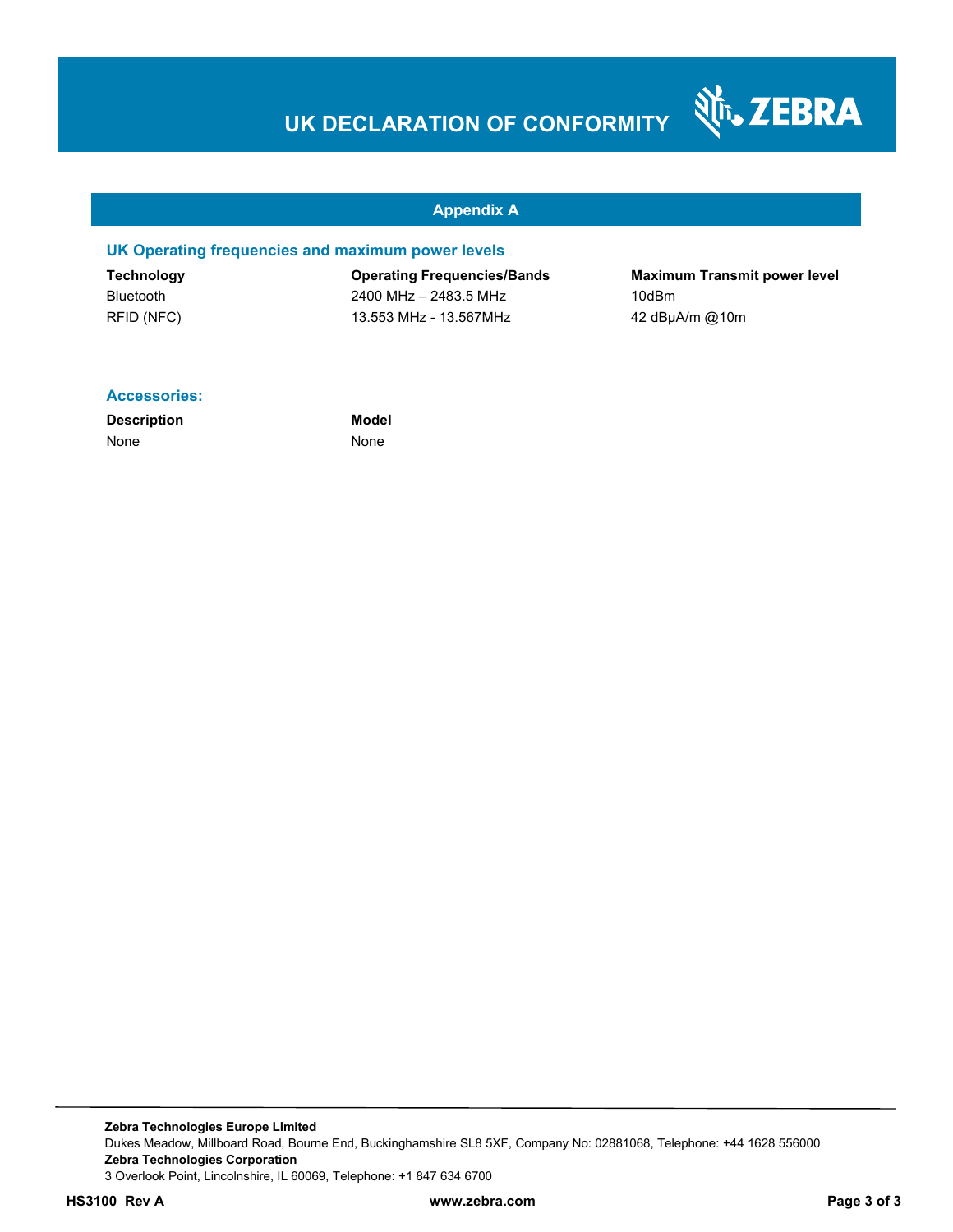# UK DECLARATION OF CONFORMITY

## Appendix A

### UK Operating frequencies and maximum power levels

| Technology | Operating Frequencies/Bands | Maximum Transmit power level |
| --- | --- | --- |
| Bluetooth | 2400 MHz – 2483.5 MHz | 10dBm |
| RFID (NFC) | 13.553 MHz - 13.567MHz | 42 dBμA/m @10m |

### Accessories:

| Description | Model |
| --- | --- |
| None | None |

**Zebra Technologies Europe Limited**
Dukes Meadow, Millboard Road, Bourne End, Buckinghamshire SL8 5XF, Company No: 02881068, Telephone: +44 1628 556000
**Zebra Technologies Corporation**
3 Overlook Point, Lincolnshire, IL 60069, Telephone: +1 847 634 6700